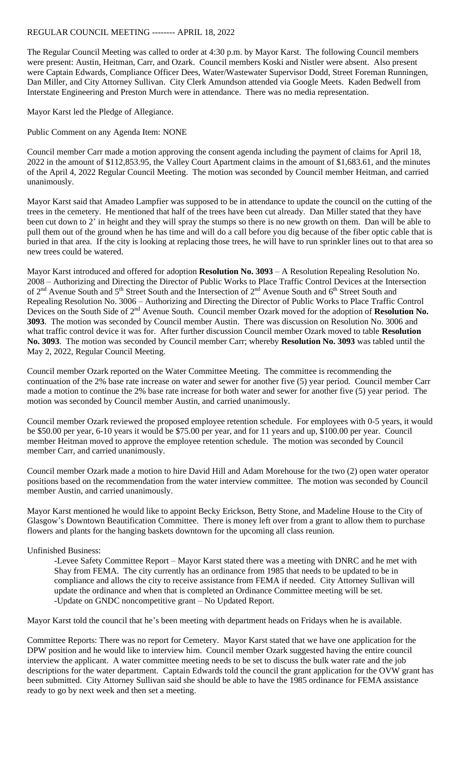# REGULAR COUNCIL MEETING -------- APRIL 18, 2022

The Regular Council Meeting was called to order at 4:30 p.m. by Mayor Karst. The following Council members were present: Austin, Heitman, Carr, and Ozark. Council members Koski and Nistler were absent. Also present were Captain Edwards, Compliance Officer Dees, Water/Wastewater Supervisor Dodd, Street Foreman Runningen, Dan Miller, and City Attorney Sullivan. City Clerk Amundson attended via Google Meets. Kaden Bedwell from Interstate Engineering and Preston Murch were in attendance. There was no media representation.

Mayor Karst led the Pledge of Allegiance.

Public Comment on any Agenda Item: NONE

Council member Carr made a motion approving the consent agenda including the payment of claims for April 18, 2022 in the amount of $112,853.95, the Valley Court Apartment claims in the amount of $1,683.61, and the minutes of the April 4, 2022 Regular Council Meeting. The motion was seconded by Council member Heitman, and carried unanimously.

Mayor Karst said that Amadeo Lampfier was supposed to be in attendance to update the council on the cutting of the trees in the cemetery. He mentioned that half of the trees have been cut already. Dan Miller stated that they have been cut down to 2' in height and they will spray the stumps so there is no new growth on them. Dan will be able to pull them out of the ground when he has time and will do a call before you dig because of the fiber optic cable that is buried in that area. If the city is looking at replacing those trees, he will have to run sprinkler lines out to that area so new trees could be watered.

Mayor Karst introduced and offered for adoption **Resolution No. 3093** – A Resolution Repealing Resolution No. 2008 – Authorizing and Directing the Director of Public Works to Place Traffic Control Devices at the Intersection of 2nd Avenue South and 5th Street South and the Intersection of 2nd Avenue South and 6th Street South and Repealing Resolution No. 3006 – Authorizing and Directing the Director of Public Works to Place Traffic Control Devices on the South Side of 2nd Avenue South. Council member Ozark moved for the adoption of **Resolution No. 3093**. The motion was seconded by Council member Austin. There was discussion on Resolution No. 3006 and what traffic control device it was for. After further discussion Council member Ozark moved to table **Resolution No. 3093**. The motion was seconded by Council member Carr; whereby **Resolution No. 3093** was tabled until the May 2, 2022, Regular Council Meeting.

Council member Ozark reported on the Water Committee Meeting. The committee is recommending the continuation of the 2% base rate increase on water and sewer for another five (5) year period. Council member Carr made a motion to continue the 2% base rate increase for both water and sewer for another five (5) year period. The motion was seconded by Council member Austin, and carried unanimously.

Council member Ozark reviewed the proposed employee retention schedule. For employees with 0-5 years, it would be $50.00 per year, 6-10 years it would be $75.00 per year, and for 11 years and up, $100.00 per year. Council member Heitman moved to approve the employee retention schedule. The motion was seconded by Council member Carr, and carried unanimously.

Council member Ozark made a motion to hire David Hill and Adam Morehouse for the two (2) open water operator positions based on the recommendation from the water interview committee. The motion was seconded by Council member Austin, and carried unanimously.

Mayor Karst mentioned he would like to appoint Becky Erickson, Betty Stone, and Madeline House to the City of Glasgow's Downtown Beautification Committee. There is money left over from a grant to allow them to purchase flowers and plants for the hanging baskets downtown for the upcoming all class reunion.

Unfinished Business:

- Levee Safety Committee Report – Mayor Karst stated there was a meeting with DNRC and he met with Shay from FEMA. The city currently has an ordinance from 1985 that needs to be updated to be in compliance and allows the city to receive assistance from FEMA if needed. City Attorney Sullivan will update the ordinance and when that is completed an Ordinance Committee meeting will be set.
- Update on GNDC noncompetitive grant – No Updated Report.

Mayor Karst told the council that he's been meeting with department heads on Fridays when he is available.

Committee Reports: There was no report for Cemetery. Mayor Karst stated that we have one application for the DPW position and he would like to interview him. Council member Ozark suggested having the entire council interview the applicant. A water committee meeting needs to be set to discuss the bulk water rate and the job descriptions for the water department. Captain Edwards told the council the grant application for the OVW grant has been submitted. City Attorney Sullivan said she should be able to have the 1985 ordinance for FEMA assistance ready to go by next week and then set a meeting.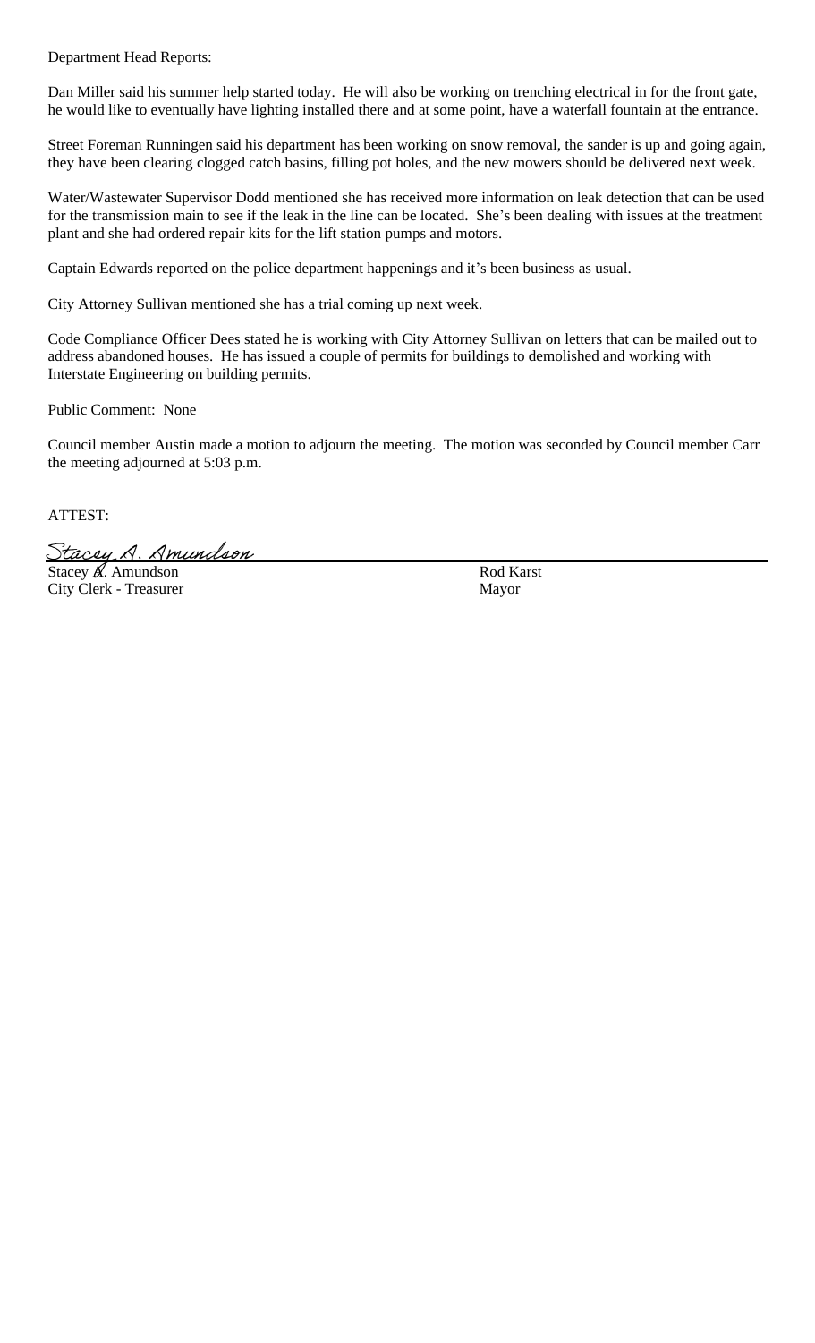Department Head Reports:

Dan Miller said his summer help started today. He will also be working on trenching electrical in for the front gate, he would like to eventually have lighting installed there and at some point, have a waterfall fountain at the entrance.

Street Foreman Runningen said his department has been working on snow removal, the sander is up and going again, they have been clearing clogged catch basins, filling pot holes, and the new mowers should be delivered next week.

Water/Wastewater Supervisor Dodd mentioned she has received more information on leak detection that can be used for the transmission main to see if the leak in the line can be located. She's been dealing with issues at the treatment plant and she had ordered repair kits for the lift station pumps and motors.

Captain Edwards reported on the police department happenings and it's been business as usual.

City Attorney Sullivan mentioned she has a trial coming up next week.

Code Compliance Officer Dees stated he is working with City Attorney Sullivan on letters that can be mailed out to address abandoned houses. He has issued a couple of permits for buildings to demolished and working with Interstate Engineering on building permits.

Public Comment: None

Council member Austin made a motion to adjourn the meeting. The motion was seconded by Council member Carr the meeting adjourned at 5:03 p.m.

ATTEST:

Stacey A. Amundson

Stacey A. Amundson
City Clerk - Treasurer

Rod Karst
Mayor